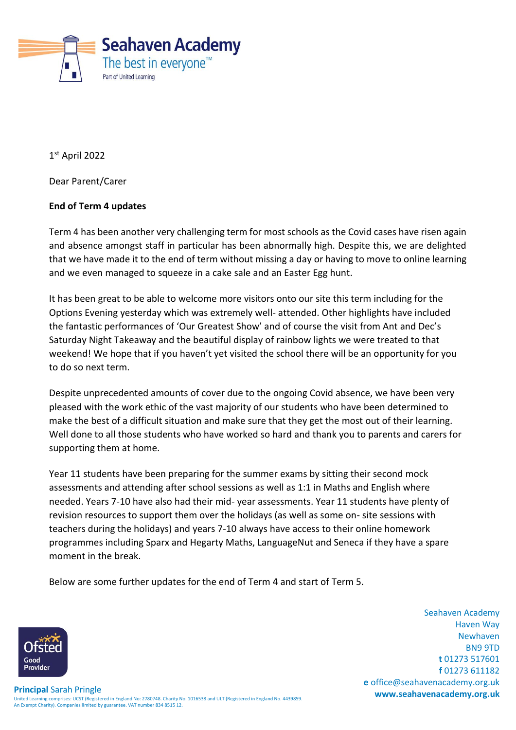Seahaven Academy
The best in everyone™
Part of United Learning

1st April 2022

Dear Parent/Carer

**End of Term 4 updates**

Term 4 has been another very challenging term for most schools as the Covid cases have risen again and absence amongst staff in particular has been abnormally high. Despite this, we are delighted that we have made it to the end of term without missing a day or having to move to online learning and we even managed to squeeze in a cake sale and an Easter Egg hunt.

It has been great to be able to welcome more visitors onto our site this term including for the Options Evening yesterday which was extremely well- attended. Other highlights have included the fantastic performances of 'Our Greatest Show' and of course the visit from Ant and Dec's Saturday Night Takeaway and the beautiful display of rainbow lights we were treated to that weekend! We hope that if you haven't yet visited the school there will be an opportunity for you to do so next term.

Despite unprecedented amounts of cover due to the ongoing Covid absence, we have been very pleased with the work ethic of the vast majority of our students who have been determined to make the best of a difficult situation and make sure that they get the most out of their learning. Well done to all those students who have worked so hard and thank you to parents and carers for supporting them at home.

Year 11 students have been preparing for the summer exams by sitting their second mock assessments and attending after school sessions as well as 1:1 in Maths and English where needed. Years 7-10 have also had their mid- year assessments. Year 11 students have plenty of revision resources to support them over the holidays (as well as some on- site sessions with teachers during the holidays) and years 7-10 always have access to their online homework programmes including Sparx and Hegarty Maths, LanguageNut and Seneca if they have a spare moment in the break.

Below are some further updates for the end of Term 4 and start of Term 5.

Ofsted Good Provider

**Principal** Sarah Pringle

United Learning comprises: UCST (Registered in England No: 2780748. Charity No. 1016538 and ULT (Registered in England No. 4439859. An Exempt Charity). Companies limited by guarantee. VAT number 834 8515 12.

Seahaven Academy
Haven Way
Newhaven
BN9 9TD
**t** 01273 517601
**f** 01273 611182
**e** office@seahavenacademy.org.uk
**www.seahavenacademy.org.uk**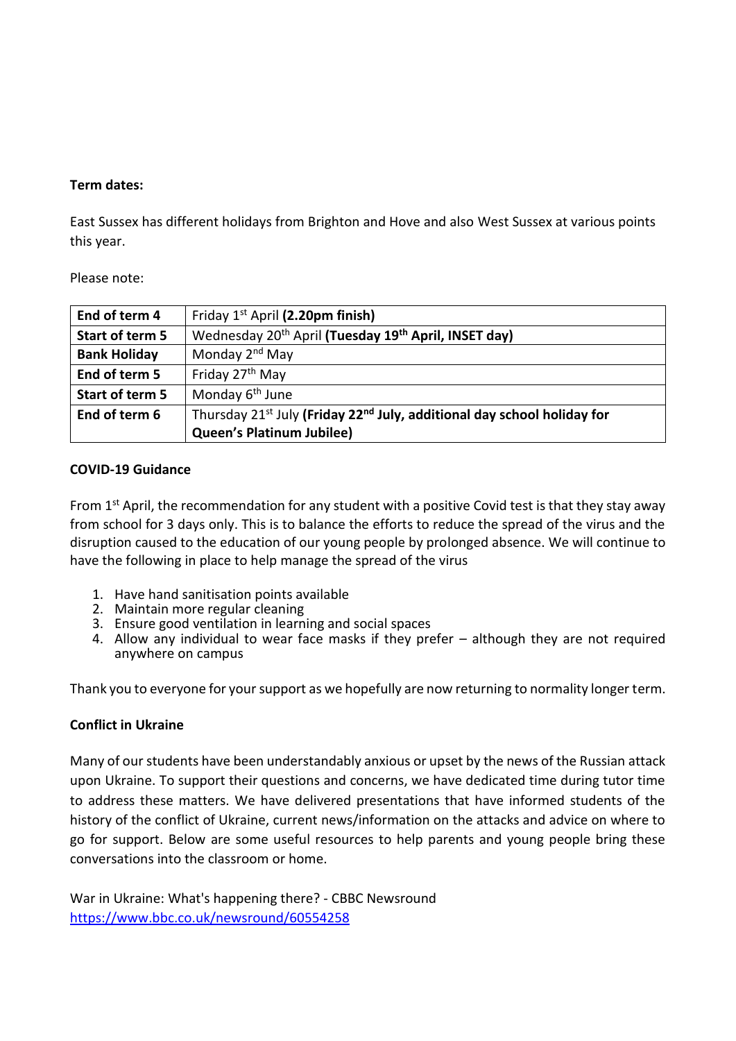**Term dates:**

East Sussex has different holidays from Brighton and Hove and also West Sussex at various points this year.

Please note:

| | |
|---|---|
| **End of term 4** | Friday 1st April **(2.20pm finish)** |
| **Start of term 5** | Wednesday 20th April **(Tuesday 19th April, INSET day)** |
| **Bank Holiday** | Monday 2nd May |
| **End of term 5** | Friday 27th May |
| **Start of term 5** | Monday 6th June |
| **End of term 6** | Thursday 21st July **(Friday 22nd July, additional day school holiday for Queen's Platinum Jubilee)** |

**COVID-19 Guidance**

From 1st April, the recommendation for any student with a positive Covid test is that they stay away from school for 3 days only. This is to balance the efforts to reduce the spread of the virus and the disruption caused to the education of our young people by prolonged absence. We will continue to have the following in place to help manage the spread of the virus

1. Have hand sanitisation points available
2. Maintain more regular cleaning
3. Ensure good ventilation in learning and social spaces
4. Allow any individual to wear face masks if they prefer – although they are not required anywhere on campus

Thank you to everyone for your support as we hopefully are now returning to normality longer term.

**Conflict in Ukraine**

Many of our students have been understandably anxious or upset by the news of the Russian attack upon Ukraine. To support their questions and concerns, we have dedicated time during tutor time to address these matters. We have delivered presentations that have informed students of the history of the conflict of Ukraine, current news/information on the attacks and advice on where to go for support. Below are some useful resources to help parents and young people bring these conversations into the classroom or home.

War in Ukraine: What's happening there? - CBBC Newsround
https://www.bbc.co.uk/newsround/60554258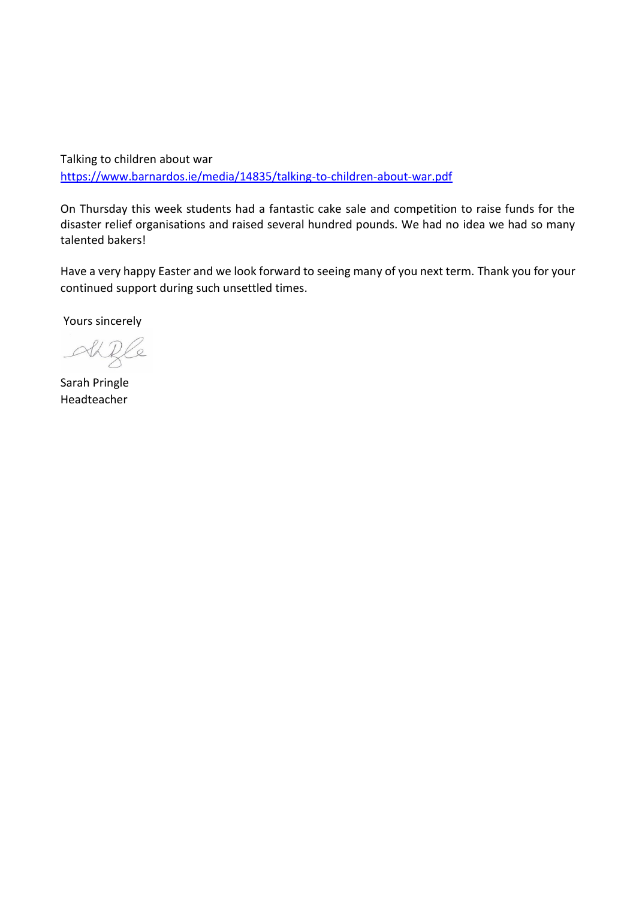Talking to children about war
https://www.barnardos.ie/media/14835/talking-to-children-about-war.pdf

On Thursday this week students had a fantastic cake sale and competition to raise funds for the disaster relief organisations and raised several hundred pounds. We had no idea we had so many talented bakers!

Have a very happy Easter and we look forward to seeing many of you next term. Thank you for your continued support during such unsettled times.

Yours sincerely

Sarah Pringle
Headteacher